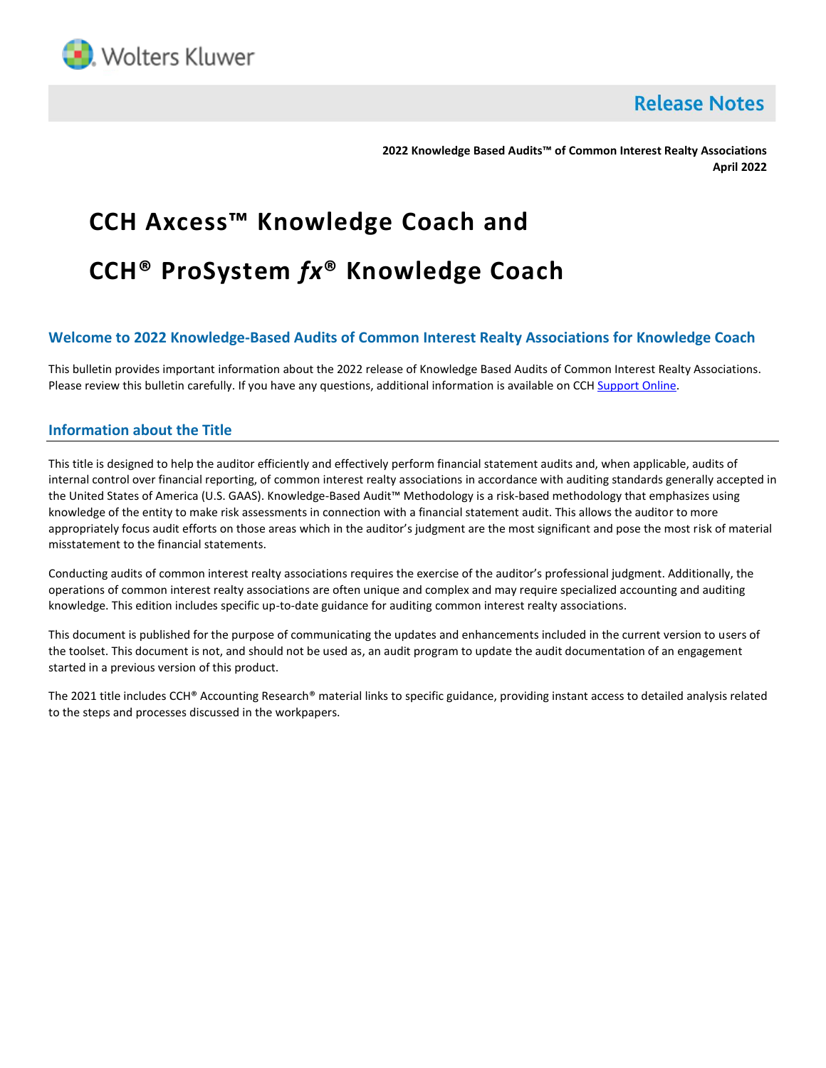Release Notes

**2022 Knowledge Based Audits™ of Common Interest Realty Associations**
**April 2022**

# CCH Axcess™ Knowledge Coach and

# CCH® ProSystem *fx*® Knowledge Coach

## Welcome to 2022 Knowledge-Based Audits of Common Interest Realty Associations for Knowledge Coach

This bulletin provides important information about the 2022 release of Knowledge Based Audits of Common Interest Realty Associations. Please review this bulletin carefully. If you have any questions, additional information is available on CCH Support Online.

## Information about the Title

This title is designed to help the auditor efficiently and effectively perform financial statement audits and, when applicable, audits of internal control over financial reporting, of common interest realty associations in accordance with auditing standards generally accepted in the United States of America (U.S. GAAS). Knowledge-Based Audit™ Methodology is a risk-based methodology that emphasizes using knowledge of the entity to make risk assessments in connection with a financial statement audit. This allows the auditor to more appropriately focus audit efforts on those areas which in the auditor's judgment are the most significant and pose the most risk of material misstatement to the financial statements.

Conducting audits of common interest realty associations requires the exercise of the auditor's professional judgment. Additionally, the operations of common interest realty associations are often unique and complex and may require specialized accounting and auditing knowledge. This edition includes specific up-to-date guidance for auditing common interest realty associations.

This document is published for the purpose of communicating the updates and enhancements included in the current version to users of the toolset. This document is not, and should not be used as, an audit program to update the audit documentation of an engagement started in a previous version of this product.

The 2021 title includes CCH® Accounting Research® material links to specific guidance, providing instant access to detailed analysis related to the steps and processes discussed in the workpapers.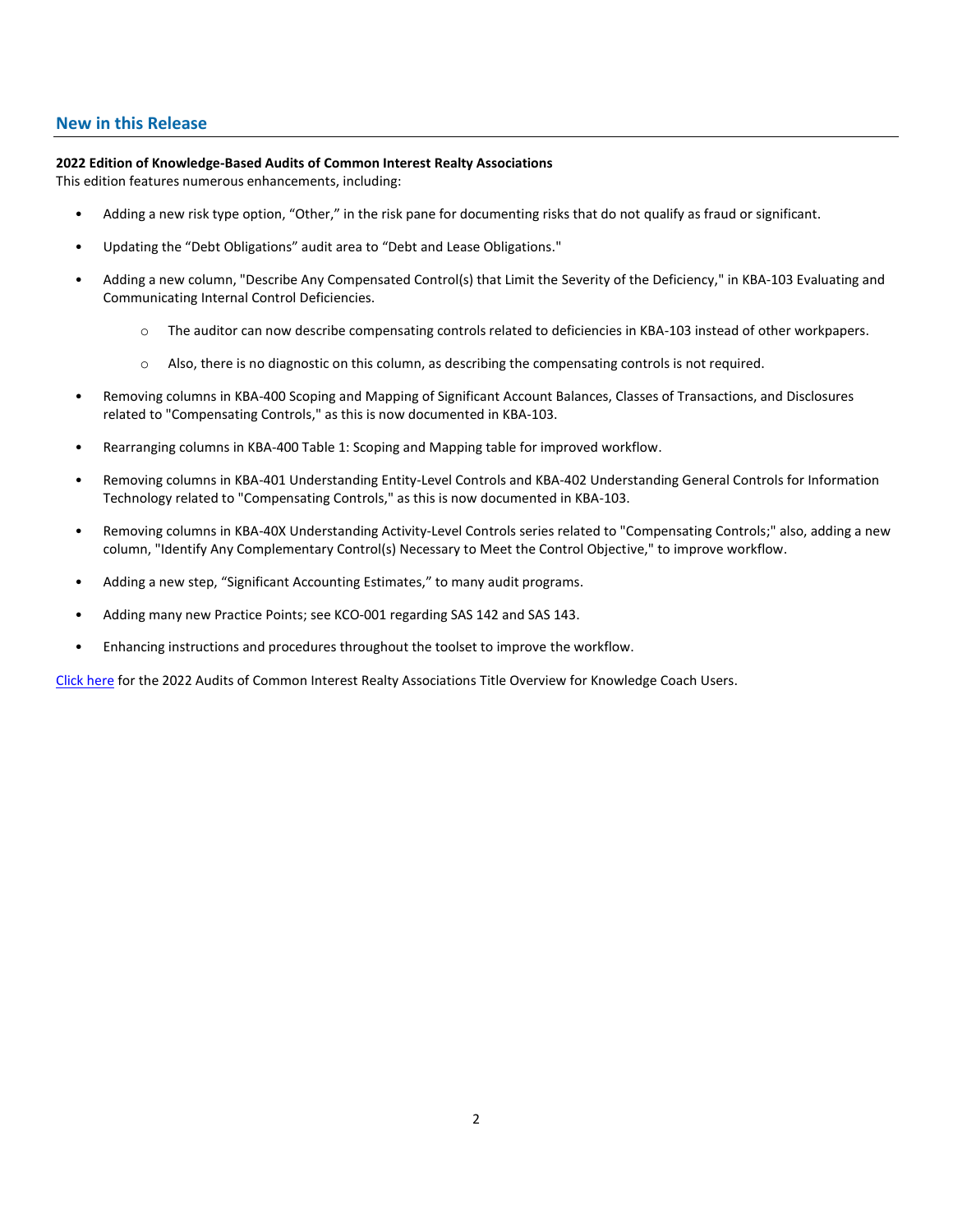## New in this Release

**2022 Edition of Knowledge-Based Audits of Common Interest Realty Associations**

This edition features numerous enhancements, including:

- Adding a new risk type option, "Other," in the risk pane for documenting risks that do not qualify as fraud or significant.
- Updating the "Debt Obligations" audit area to "Debt and Lease Obligations."
- Adding a new column, "Describe Any Compensated Control(s) that Limit the Severity of the Deficiency," in KBA-103 Evaluating and Communicating Internal Control Deficiencies.
  - The auditor can now describe compensating controls related to deficiencies in KBA-103 instead of other workpapers.
  - Also, there is no diagnostic on this column, as describing the compensating controls is not required.
- Removing columns in KBA-400 Scoping and Mapping of Significant Account Balances, Classes of Transactions, and Disclosures related to "Compensating Controls," as this is now documented in KBA-103.
- Rearranging columns in KBA-400 Table 1: Scoping and Mapping table for improved workflow.
- Removing columns in KBA-401 Understanding Entity-Level Controls and KBA-402 Understanding General Controls for Information Technology related to "Compensating Controls," as this is now documented in KBA-103.
- Removing columns in KBA-40X Understanding Activity-Level Controls series related to "Compensating Controls;" also, adding a new column, "Identify Any Complementary Control(s) Necessary to Meet the Control Objective," to improve workflow.
- Adding a new step, "Significant Accounting Estimates," to many audit programs.
- Adding many new Practice Points; see KCO-001 regarding SAS 142 and SAS 143.
- Enhancing instructions and procedures throughout the toolset to improve the workflow.

Click here for the 2022 Audits of Common Interest Realty Associations Title Overview for Knowledge Coach Users.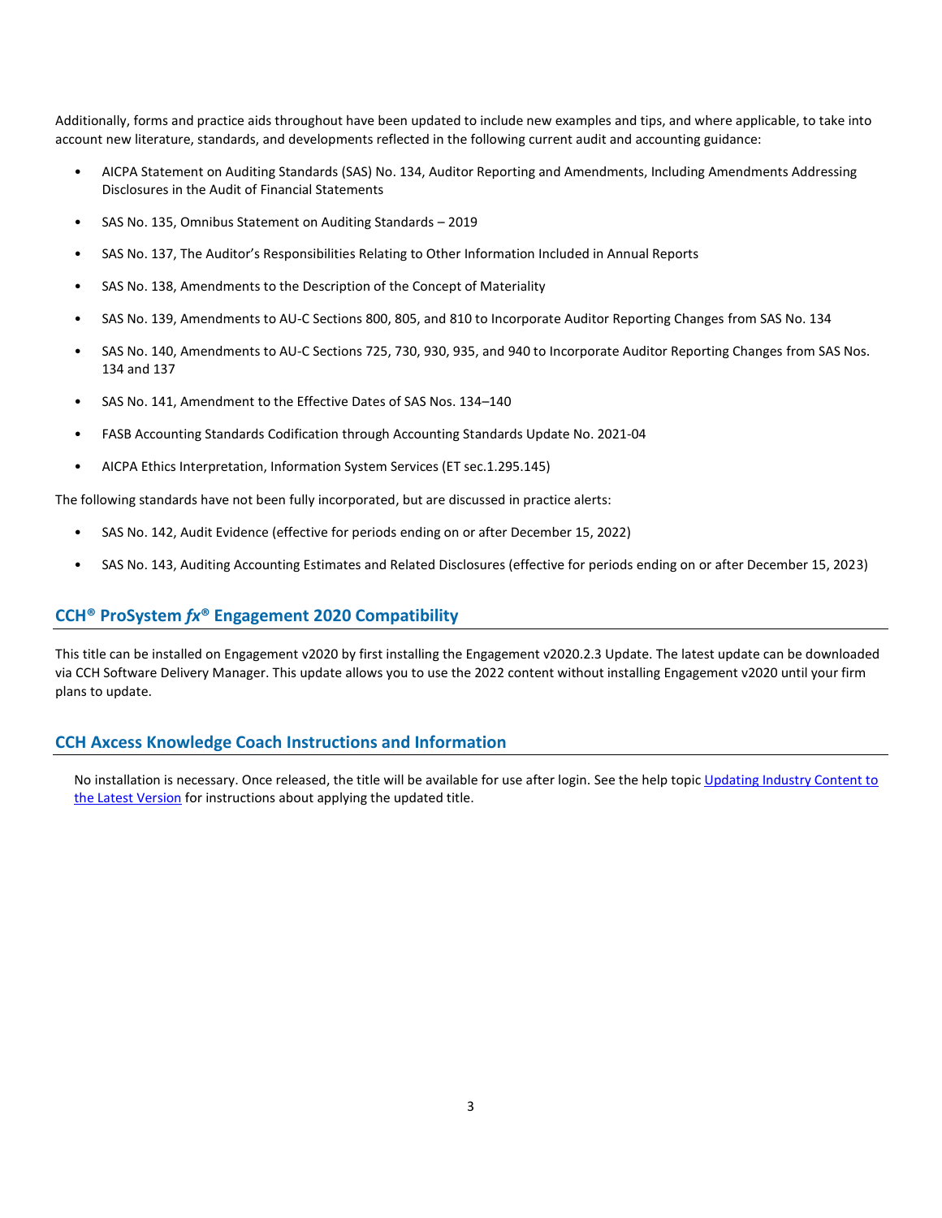Additionally, forms and practice aids throughout have been updated to include new examples and tips, and where applicable, to take into account new literature, standards, and developments reflected in the following current audit and accounting guidance:

- AICPA Statement on Auditing Standards (SAS) No. 134, Auditor Reporting and Amendments, Including Amendments Addressing Disclosures in the Audit of Financial Statements
- SAS No. 135, Omnibus Statement on Auditing Standards – 2019
- SAS No. 137, The Auditor's Responsibilities Relating to Other Information Included in Annual Reports
- SAS No. 138, Amendments to the Description of the Concept of Materiality
- SAS No. 139, Amendments to AU-C Sections 800, 805, and 810 to Incorporate Auditor Reporting Changes from SAS No. 134
- SAS No. 140, Amendments to AU-C Sections 725, 730, 930, 935, and 940 to Incorporate Auditor Reporting Changes from SAS Nos. 134 and 137
- SAS No. 141, Amendment to the Effective Dates of SAS Nos. 134–140
- FASB Accounting Standards Codification through Accounting Standards Update No. 2021-04
- AICPA Ethics Interpretation, Information System Services (ET sec.1.295.145)

The following standards have not been fully incorporated, but are discussed in practice alerts:

- SAS No. 142, Audit Evidence (effective for periods ending on or after December 15, 2022)
- SAS No. 143, Auditing Accounting Estimates and Related Disclosures (effective for periods ending on or after December 15, 2023)

## CCH® ProSystem *fx*® Engagement 2020 Compatibility

This title can be installed on Engagement v2020 by first installing the Engagement v2020.2.3 Update. The latest update can be downloaded via CCH Software Delivery Manager. This update allows you to use the 2022 content without installing Engagement v2020 until your firm plans to update.

## CCH Axcess Knowledge Coach Instructions and Information

No installation is necessary. Once released, the title will be available for use after login. See the help topic Updating Industry Content to the Latest Version for instructions about applying the updated title.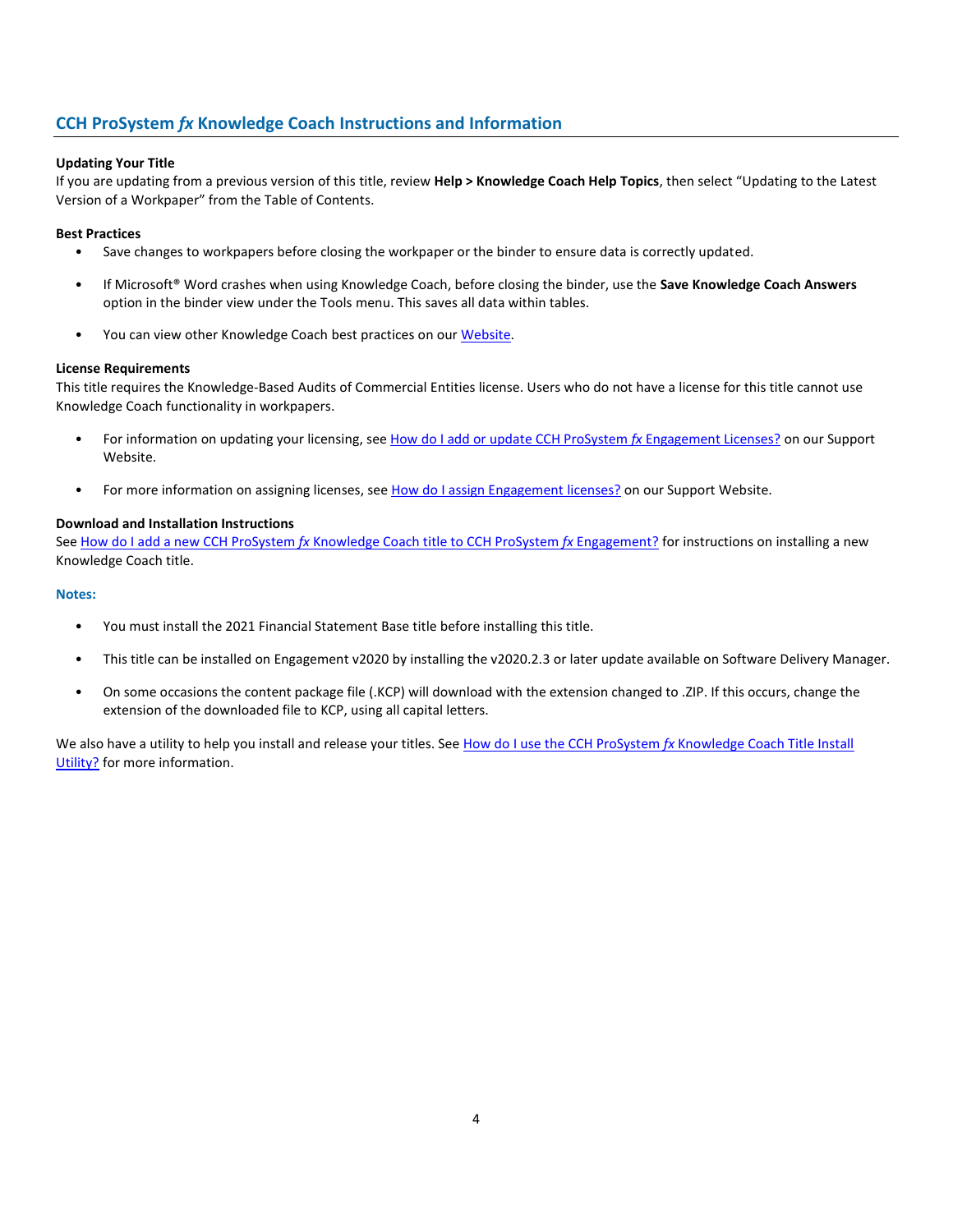## CCH ProSystem *fx* Knowledge Coach Instructions and Information

**Updating Your Title**

If you are updating from a previous version of this title, review **Help > Knowledge Coach Help Topics**, then select "Updating to the Latest Version of a Workpaper" from the Table of Contents.

**Best Practices**

- Save changes to workpapers before closing the workpaper or the binder to ensure data is correctly updated.
- If Microsoft® Word crashes when using Knowledge Coach, before closing the binder, use the **Save Knowledge Coach Answers** option in the binder view under the Tools menu. This saves all data within tables.
- You can view other Knowledge Coach best practices on our Website.

**License Requirements**

This title requires the Knowledge-Based Audits of Commercial Entities license. Users who do not have a license for this title cannot use Knowledge Coach functionality in workpapers.

- For information on updating your licensing, see How do I add or update CCH ProSystem *fx* Engagement Licenses? on our Support Website.
- For more information on assigning licenses, see How do I assign Engagement licenses? on our Support Website.

**Download and Installation Instructions**

See How do I add a new CCH ProSystem *fx* Knowledge Coach title to CCH ProSystem *fx* Engagement? for instructions on installing a new Knowledge Coach title.

**Notes:**

- You must install the 2021 Financial Statement Base title before installing this title.
- This title can be installed on Engagement v2020 by installing the v2020.2.3 or later update available on Software Delivery Manager.
- On some occasions the content package file (.KCP) will download with the extension changed to .ZIP. If this occurs, change the extension of the downloaded file to KCP, using all capital letters.

We also have a utility to help you install and release your titles. See How do I use the CCH ProSystem *fx* Knowledge Coach Title Install Utility? for more information.